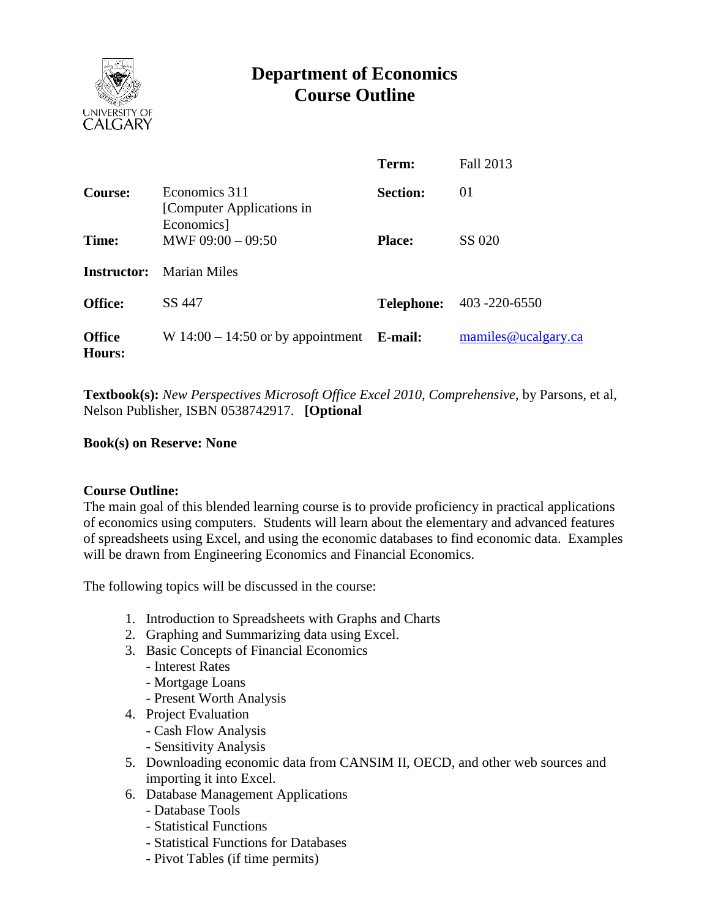# Department of Economics
# Course Outline

| | | | |
|---|---|---|---|
| | | **Term:** | Fall 2013 |
| **Course:** | Economics 311 [Computer Applications in Economics] | **Section:** | 01 |
| **Time:** | MWF 09:00 – 09:50 | **Place:** | SS 020 |
| **Instructor:** | Marian Miles | | |
| **Office:** | SS 447 | **Telephone:** | 403 -220-6550 |
| **Office Hours:** | W 14:00 – 14:50 or by appointment | **E-mail:** | mamiles@ucalgary.ca |

**Textbook(s):** *New Perspectives Microsoft Office Excel 2010, Comprehensive*, by Parsons, et al, Nelson Publisher, ISBN 0538742917. **[Optional**

**Book(s) on Reserve: None**

**Course Outline:**
The main goal of this blended learning course is to provide proficiency in practical applications of economics using computers. Students will learn about the elementary and advanced features of spreadsheets using Excel, and using the economic databases to find economic data. Examples will be drawn from Engineering Economics and Financial Economics.

The following topics will be discussed in the course:

1. Introduction to Spreadsheets with Graphs and Charts
2. Graphing and Summarizing data using Excel.
3. Basic Concepts of Financial Economics
   - Interest Rates
   - Mortgage Loans
   - Present Worth Analysis
4. Project Evaluation
   - Cash Flow Analysis
   - Sensitivity Analysis
5. Downloading economic data from CANSIM II, OECD, and other web sources and importing it into Excel.
6. Database Management Applications
   - Database Tools
   - Statistical Functions
   - Statistical Functions for Databases
   - Pivot Tables (if time permits)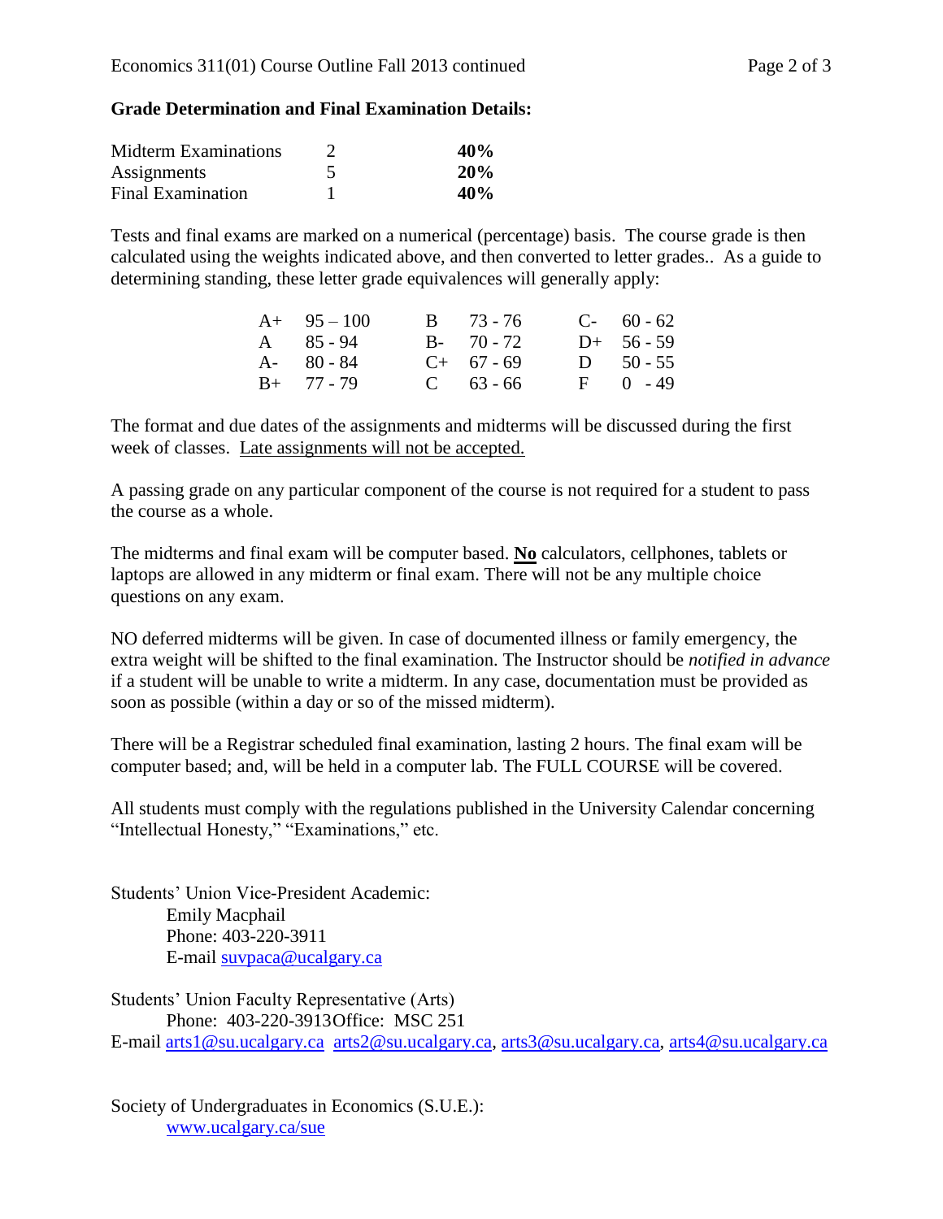**Grade Determination and Final Examination Details:**

| | | |
|---|---|---|
| Midterm Examinations | 2 | **40%** |
| Assignments | 5 | **20%** |
| Final Examination | 1 | **40%** |

Tests and final exams are marked on a numerical (percentage) basis. The course grade is then calculated using the weights indicated above, and then converted to letter grades.. As a guide to determining standing, these letter grade equivalences will generally apply:

| | | | | | |
|---|---|---|---|---|---|
| A+ | 95 – 100 | B | 73 - 76 | C- | 60 - 62 |
| A | 85 - 94 | B- | 70 - 72 | D+ | 56 - 59 |
| A- | 80 - 84 | C+ | 67 - 69 | D | 50 - 55 |
| B+ | 77 - 79 | C | 63 - 66 | F | 0 - 49 |

The format and due dates of the assignments and midterms will be discussed during the first week of classes. <u>Late assignments will not be accepted.</u>

A passing grade on any particular component of the course is not required for a student to pass the course as a whole.

The midterms and final exam will be computer based. **<u>No</u>** calculators, cellphones, tablets or laptops are allowed in any midterm or final exam. There will not be any multiple choice questions on any exam.

NO deferred midterms will be given. In case of documented illness or family emergency, the extra weight will be shifted to the final examination. The Instructor should be *notified in advance* if a student will be unable to write a midterm. In any case, documentation must be provided as soon as possible (within a day or so of the missed midterm).

There will be a Registrar scheduled final examination, lasting 2 hours. The final exam will be computer based; and, will be held in a computer lab. The FULL COURSE will be covered.

All students must comply with the regulations published in the University Calendar concerning "Intellectual Honesty," "Examinations," etc.

Students' Union Vice-President Academic:
    Emily Macphail
    Phone: 403-220-3911
    E-mail suvpaca@ucalgary.ca

Students' Union Faculty Representative (Arts)
    Phone: 403-220-3913 Office: MSC 251
E-mail arts1@su.ucalgary.ca arts2@su.ucalgary.ca, arts3@su.ucalgary.ca, arts4@su.ucalgary.ca

Society of Undergraduates in Economics (S.U.E.):
    www.ucalgary.ca/sue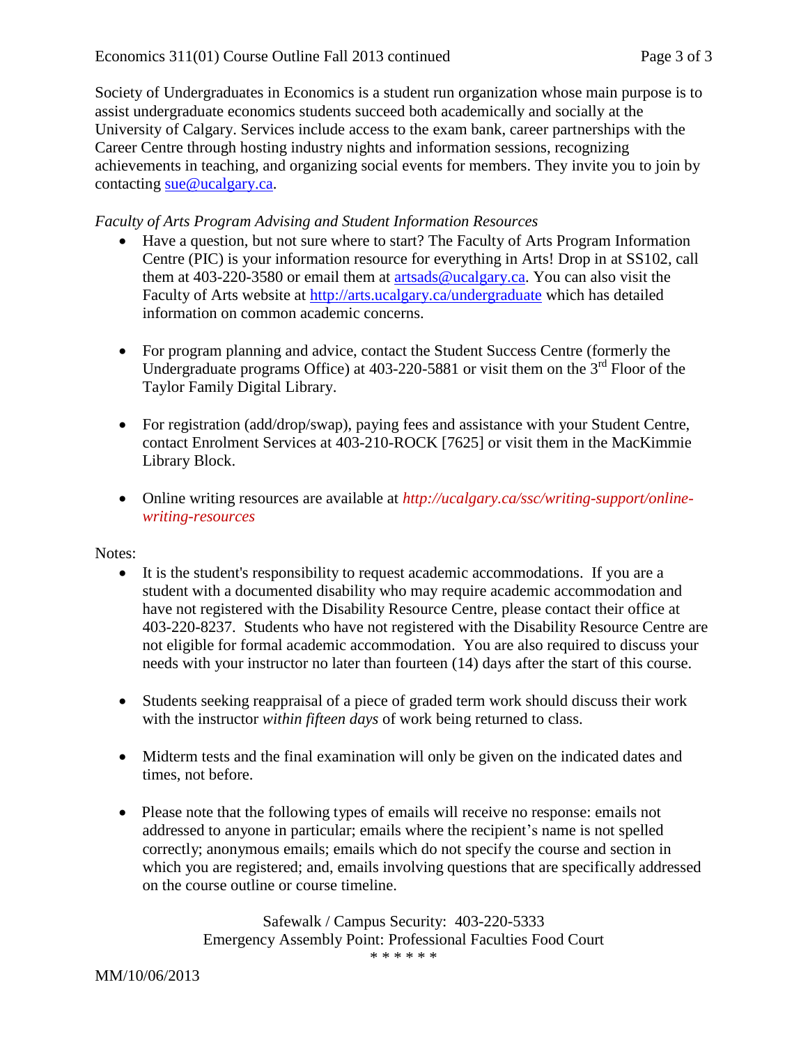Society of Undergraduates in Economics is a student run organization whose main purpose is to assist undergraduate economics students succeed both academically and socially at the University of Calgary. Services include access to the exam bank, career partnerships with the Career Centre through hosting industry nights and information sessions, recognizing achievements in teaching, and organizing social events for members. They invite you to join by contacting sue@ucalgary.ca.

*Faculty of Arts Program Advising and Student Information Resources*

- Have a question, but not sure where to start? The Faculty of Arts Program Information Centre (PIC) is your information resource for everything in Arts! Drop in at SS102, call them at 403-220-3580 or email them at artsads@ucalgary.ca. You can also visit the Faculty of Arts website at http://arts.ucalgary.ca/undergraduate which has detailed information on common academic concerns.

- For program planning and advice, contact the Student Success Centre (formerly the Undergraduate programs Office) at 403-220-5881 or visit them on the 3rd Floor of the Taylor Family Digital Library.

- For registration (add/drop/swap), paying fees and assistance with your Student Centre, contact Enrolment Services at 403-210-ROCK [7625] or visit them in the MacKimmie Library Block.

- Online writing resources are available at *http://ucalgary.ca/ssc/writing-support/online-writing-resources*

Notes:

- It is the student's responsibility to request academic accommodations. If you are a student with a documented disability who may require academic accommodation and have not registered with the Disability Resource Centre, please contact their office at 403-220-8237. Students who have not registered with the Disability Resource Centre are not eligible for formal academic accommodation. You are also required to discuss your needs with your instructor no later than fourteen (14) days after the start of this course.

- Students seeking reappraisal of a piece of graded term work should discuss their work with the instructor *within fifteen days* of work being returned to class.

- Midterm tests and the final examination will only be given on the indicated dates and times, not before.

- Please note that the following types of emails will receive no response: emails not addressed to anyone in particular; emails where the recipient's name is not spelled correctly; anonymous emails; emails which do not specify the course and section in which you are registered; and, emails involving questions that are specifically addressed on the course outline or course timeline.

Safewalk / Campus Security: 403-220-5333
Emergency Assembly Point: Professional Faculties Food Court
\* \* \* \* \* \*

MM/10/06/2013